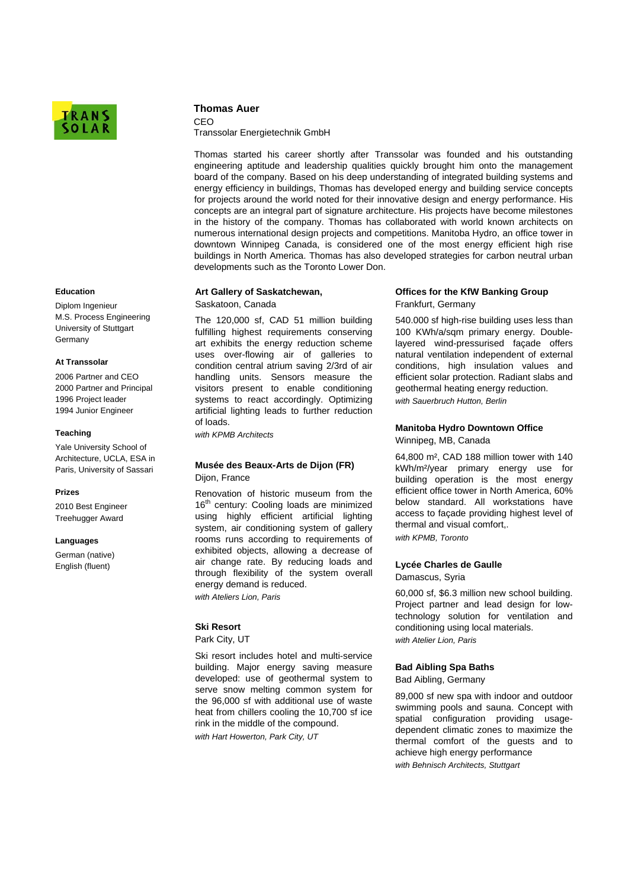TRANS SOLAR

# Thomas Auer

CEO
Transsolar Energietechnik GmbH

Thomas started his career shortly after Transsolar was founded and his outstanding engineering aptitude and leadership qualities quickly brought him onto the management board of the company. Based on his deep understanding of integrated building systems and energy efficiency in buildings, Thomas has developed energy and building service concepts for projects around the world noted for their innovative design and energy performance. His concepts are an integral part of signature architecture. His projects have become milestones in the history of the company. Thomas has collaborated with world known architects on numerous international design projects and competitions. Manitoba Hydro, an office tower in downtown Winnipeg Canada, is considered one of the most energy efficient high rise buildings in North America. Thomas has also developed strategies for carbon neutral urban developments such as the Toronto Lower Don.

### Education

Diplom Ingenieur
M.S. Process Engineering
University of Stuttgart
Germany

### At Transsolar

2006 Partner and CEO
2000 Partner and Principal
1996 Project leader
1994 Junior Engineer

### Teaching

Yale University School of Architecture, UCLA, ESA in Paris, University of Sassari

### Prizes

2010 Best Engineer
Treehugger Award

### Languages

German (native)
English (fluent)

### Art Gallery of Saskatchewan,

Saskatoon, Canada

The 120,000 sf, CAD 51 million building fulfilling highest requirements conserving art exhibits the energy reduction scheme uses over-flowing air of galleries to condition central atrium saving 2/3rd of air handling units. Sensors measure the visitors present to enable conditioning systems to react accordingly. Optimizing artificial lighting leads to further reduction of loads.

*with KPMB Architects*

### Musée des Beaux-Arts de Dijon (FR)

Dijon, France

Renovation of historic museum from the 16th century: Cooling loads are minimized using highly efficient artificial lighting system, air conditioning system of gallery rooms runs according to requirements of exhibited objects, allowing a decrease of air change rate. By reducing loads and through flexibility of the system overall energy demand is reduced.

*with Ateliers Lion, Paris*

### Ski Resort

Park City, UT

Ski resort includes hotel and multi-service building. Major energy saving measure developed: use of geothermal system to serve snow melting common system for the 96,000 sf with additional use of waste heat from chillers cooling the 10,700 sf ice rink in the middle of the compound.

*with Hart Howerton, Park City, UT*

### Offices for the KfW Banking Group

Frankfurt, Germany

540.000 sf high-rise building uses less than 100 KWh/a/sqm primary energy. Double-layered wind-pressurised façade offers natural ventilation independent of external conditions, high insulation values and efficient solar protection. Radiant slabs and geothermal heating energy reduction.

*with Sauerbruch Hutton, Berlin*

### Manitoba Hydro Downtown Office

Winnipeg, MB, Canada

64,800 m², CAD 188 million tower with 140 kWh/m²/year primary energy use for building operation is the most energy efficient office tower in North America, 60% below standard. All workstations have access to façade providing highest level of thermal and visual comfort,.

*with KPMB, Toronto*

### Lycée Charles de Gaulle

Damascus, Syria

60,000 sf, $6.3 million new school building. Project partner and lead design for low-technology solution for ventilation and conditioning using local materials.

*with Atelier Lion, Paris*

### Bad Aibling Spa Baths

Bad Aibling, Germany

89,000 sf new spa with indoor and outdoor swimming pools and sauna. Concept with spatial configuration providing usage-dependent climatic zones to maximize the thermal comfort of the guests and to achieve high energy performance

*with Behnisch Architects, Stuttgart*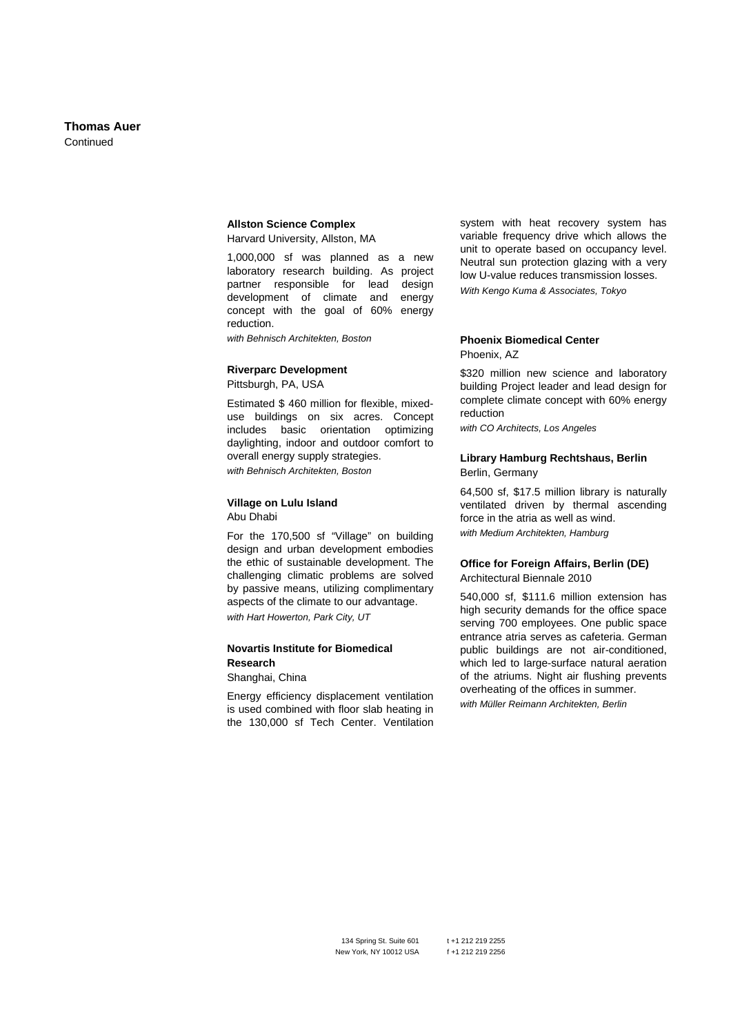**Thomas Auer**
Continued

### Allston Science Complex

Harvard University, Allston, MA

1,000,000 sf was planned as a new laboratory research building. As project partner responsible for lead design development of climate and energy concept with the goal of 60% energy reduction.

*with Behnisch Architekten, Boston*

### Riverparc Development

Pittsburgh, PA, USA

Estimated $ 460 million for flexible, mixed-use buildings on six acres. Concept includes basic orientation optimizing daylighting, indoor and outdoor comfort to overall energy supply strategies.

*with Behnisch Architekten, Boston*

### Village on Lulu Island

Abu Dhabi

For the 170,500 sf "Village" on building design and urban development embodies the ethic of sustainable development. The challenging climatic problems are solved by passive means, utilizing complimentary aspects of the climate to our advantage.

*with Hart Howerton, Park City, UT*

### Novartis Institute for Biomedical Research

Shanghai, China

Energy efficiency displacement ventilation is used combined with floor slab heating in the 130,000 sf Tech Center. Ventilation system with heat recovery system has variable frequency drive which allows the unit to operate based on occupancy level. Neutral sun protection glazing with a very low U-value reduces transmission losses.

*With Kengo Kuma & Associates, Tokyo*

### Phoenix Biomedical Center

Phoenix, AZ

$320 million new science and laboratory building Project leader and lead design for complete climate concept with 60% energy reduction

*with CO Architects, Los Angeles*

### Library Hamburg Rechtshaus, Berlin

Berlin, Germany

64,500 sf, $17.5 million library is naturally ventilated driven by thermal ascending force in the atria as well as wind.

*with Medium Architekten, Hamburg*

### Office for Foreign Affairs, Berlin (DE)

Architectural Biennale 2010

540,000 sf, $111.6 million extension has high security demands for the office space serving 700 employees. One public space entrance atria serves as cafeteria. German public buildings are not air-conditioned, which led to large-surface natural aeration of the atriums. Night air flushing prevents overheating of the offices in summer.

*with Müller Reimann Architekten, Berlin*

134 Spring St. Suite 601
New York, NY 10012 USA

t +1 212 219 2255
f +1 212 219 2256